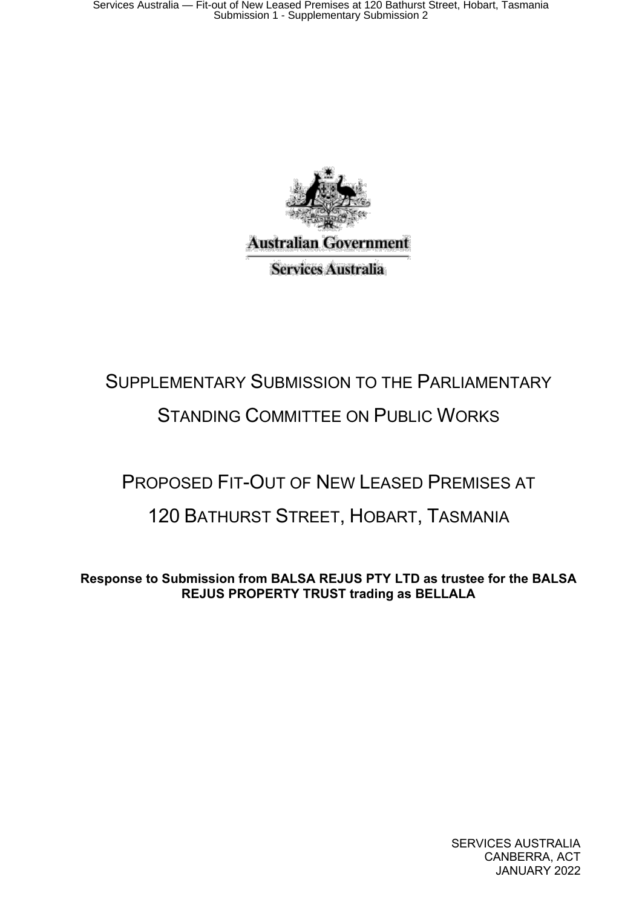Australian Government

Services Australia

# SUPPLEMENTARY SUBMISSION TO THE PARLIAMENTARY STANDING COMMITTEE ON PUBLIC WORKS

# PROPOSED FIT-OUT OF NEW LEASED PREMISES AT 120 BATHURST STREET, HOBART, TASMANIA

**Response to Submission from BALSA REJUS PTY LTD as trustee for the BALSA REJUS PROPERTY TRUST trading as BELLALA**

SERVICES AUSTRALIA
CANBERRA, ACT
JANUARY 2022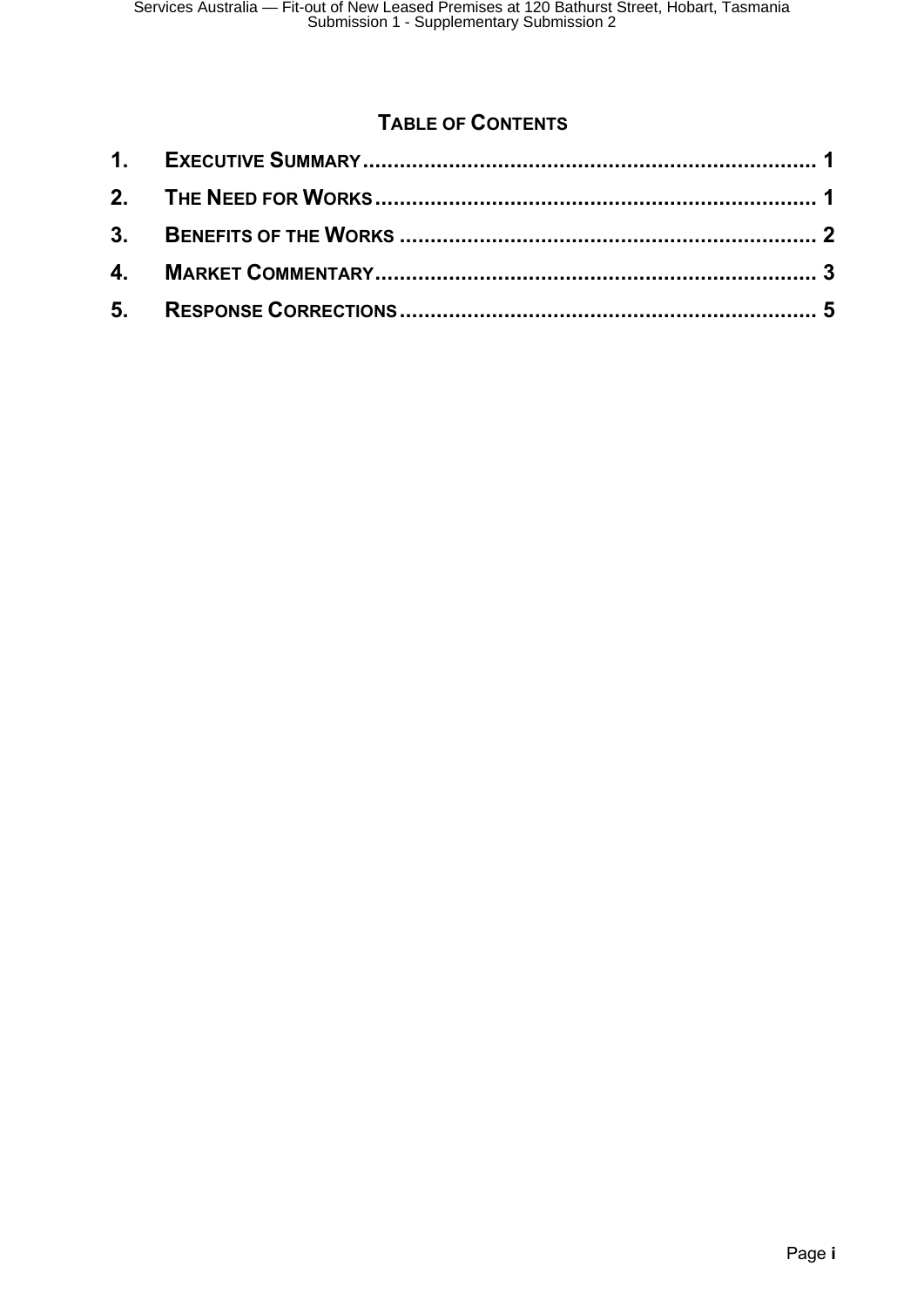## Table of Contents

1. Executive Summary ........................................................................ 1
2. The Need for Works ...................................................................... 1
3. Benefits of the Works ................................................................... 2
4. Market Commentary ...................................................................... 3
5. Response Corrections ................................................................... 5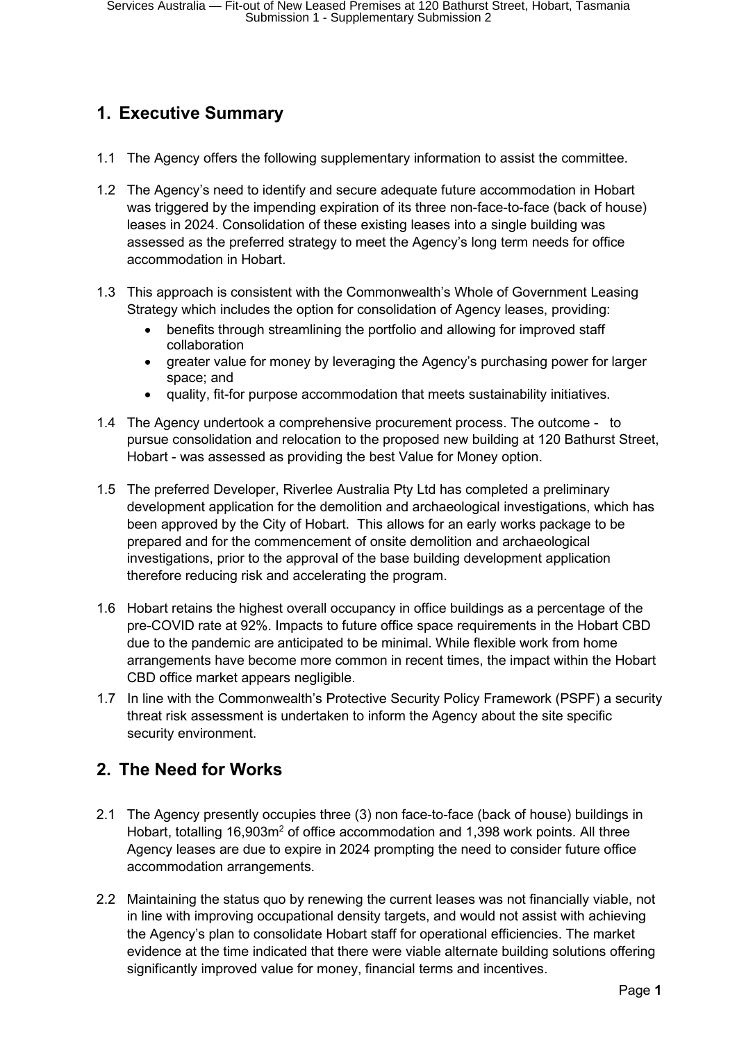## 1. Executive Summary

1.1 The Agency offers the following supplementary information to assist the committee.

1.2 The Agency's need to identify and secure adequate future accommodation in Hobart was triggered by the impending expiration of its three non-face-to-face (back of house) leases in 2024. Consolidation of these existing leases into a single building was assessed as the preferred strategy to meet the Agency's long term needs for office accommodation in Hobart.

1.3 This approach is consistent with the Commonwealth's Whole of Government Leasing Strategy which includes the option for consolidation of Agency leases, providing:

- benefits through streamlining the portfolio and allowing for improved staff collaboration
- greater value for money by leveraging the Agency's purchasing power for larger space; and
- quality, fit-for purpose accommodation that meets sustainability initiatives.

1.4 The Agency undertook a comprehensive procurement process. The outcome - to pursue consolidation and relocation to the proposed new building at 120 Bathurst Street, Hobart - was assessed as providing the best Value for Money option.

1.5 The preferred Developer, Riverlee Australia Pty Ltd has completed a preliminary development application for the demolition and archaeological investigations, which has been approved by the City of Hobart. This allows for an early works package to be prepared and for the commencement of onsite demolition and archaeological investigations, prior to the approval of the base building development application therefore reducing risk and accelerating the program.

1.6 Hobart retains the highest overall occupancy in office buildings as a percentage of the pre-COVID rate at 92%. Impacts to future office space requirements in the Hobart CBD due to the pandemic are anticipated to be minimal. While flexible work from home arrangements have become more common in recent times, the impact within the Hobart CBD office market appears negligible.

1.7 In line with the Commonwealth's Protective Security Policy Framework (PSPF) a security threat risk assessment is undertaken to inform the Agency about the site specific security environment.

## 2. The Need for Works

2.1 The Agency presently occupies three (3) non face-to-face (back of house) buildings in Hobart, totalling 16,903m$^2$ of office accommodation and 1,398 work points. All three Agency leases are due to expire in 2024 prompting the need to consider future office accommodation arrangements.

2.2 Maintaining the status quo by renewing the current leases was not financially viable, not in line with improving occupational density targets, and would not assist with achieving the Agency's plan to consolidate Hobart staff for operational efficiencies. The market evidence at the time indicated that there were viable alternate building solutions offering significantly improved value for money, financial terms and incentives.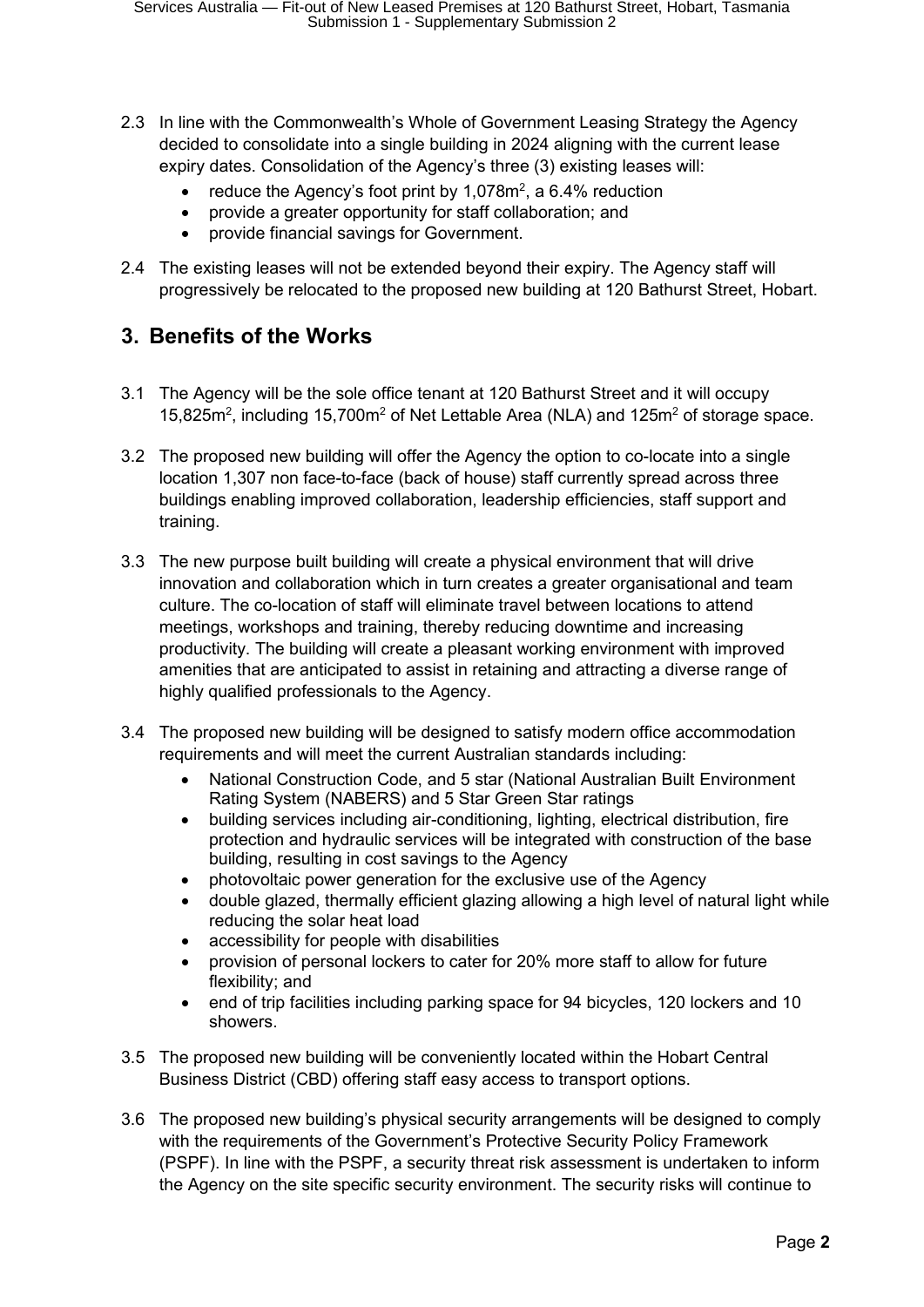2.3 In line with the Commonwealth's Whole of Government Leasing Strategy the Agency decided to consolidate into a single building in 2024 aligning with the current lease expiry dates. Consolidation of the Agency's three (3) existing leases will:

- reduce the Agency's foot print by 1,078m$^2$, a 6.4% reduction
- provide a greater opportunity for staff collaboration; and
- provide financial savings for Government.

2.4 The existing leases will not be extended beyond their expiry. The Agency staff will progressively be relocated to the proposed new building at 120 Bathurst Street, Hobart.

## 3. Benefits of the Works

3.1 The Agency will be the sole office tenant at 120 Bathurst Street and it will occupy 15,825m$^2$, including 15,700m$^2$ of Net Lettable Area (NLA) and 125m$^2$ of storage space.

3.2 The proposed new building will offer the Agency the option to co-locate into a single location 1,307 non face-to-face (back of house) staff currently spread across three buildings enabling improved collaboration, leadership efficiencies, staff support and training.

3.3 The new purpose built building will create a physical environment that will drive innovation and collaboration which in turn creates a greater organisational and team culture. The co-location of staff will eliminate travel between locations to attend meetings, workshops and training, thereby reducing downtime and increasing productivity. The building will create a pleasant working environment with improved amenities that are anticipated to assist in retaining and attracting a diverse range of highly qualified professionals to the Agency.

3.4 The proposed new building will be designed to satisfy modern office accommodation requirements and will meet the current Australian standards including:

- National Construction Code, and 5 star (National Australian Built Environment Rating System (NABERS) and 5 Star Green Star ratings
- building services including air-conditioning, lighting, electrical distribution, fire protection and hydraulic services will be integrated with construction of the base building, resulting in cost savings to the Agency
- photovoltaic power generation for the exclusive use of the Agency
- double glazed, thermally efficient glazing allowing a high level of natural light while reducing the solar heat load
- accessibility for people with disabilities
- provision of personal lockers to cater for 20% more staff to allow for future flexibility; and
- end of trip facilities including parking space for 94 bicycles, 120 lockers and 10 showers.

3.5 The proposed new building will be conveniently located within the Hobart Central Business District (CBD) offering staff easy access to transport options.

3.6 The proposed new building's physical security arrangements will be designed to comply with the requirements of the Government's Protective Security Policy Framework (PSPF). In line with the PSPF, a security threat risk assessment is undertaken to inform the Agency on the site specific security environment. The security risks will continue to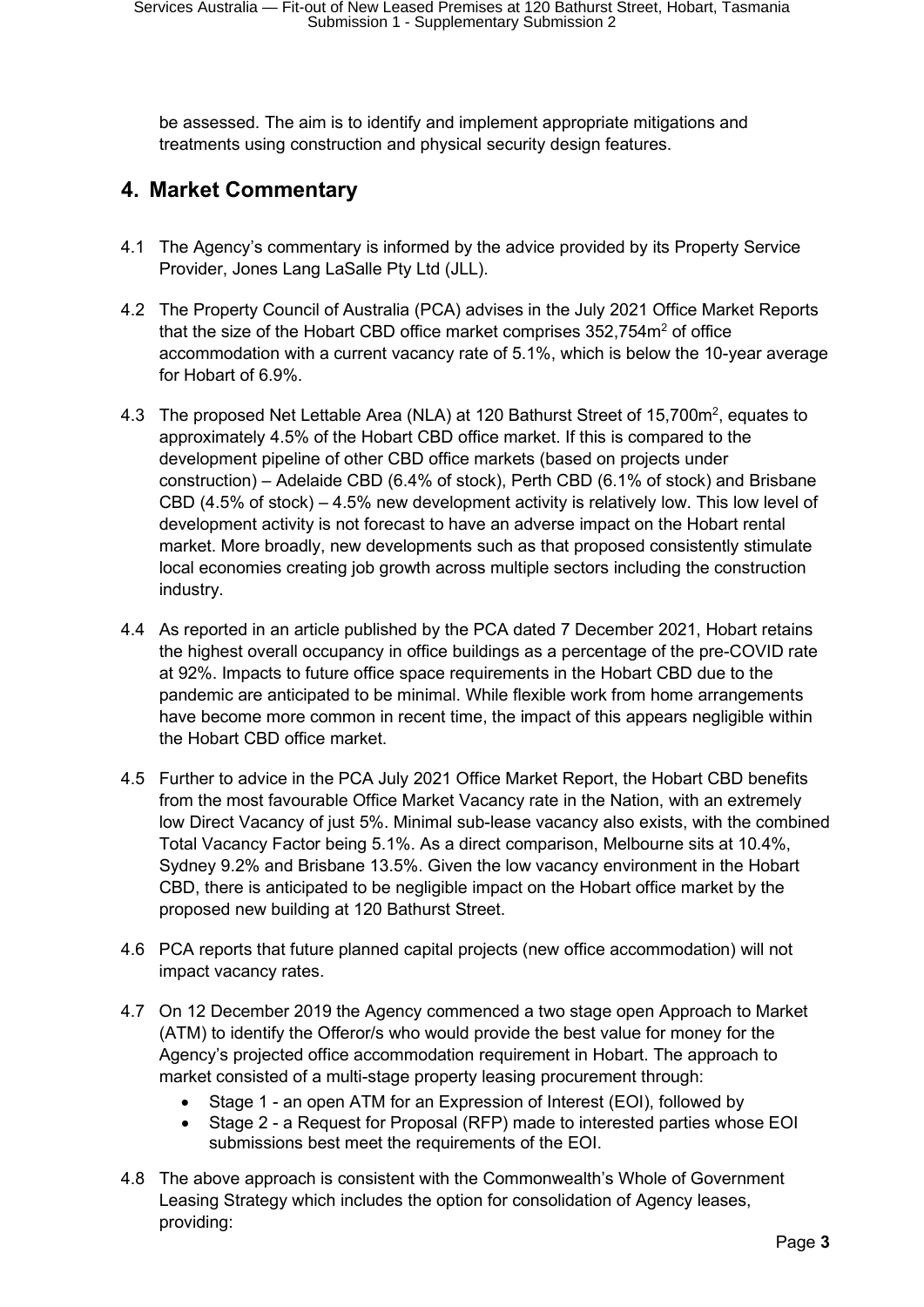be assessed. The aim is to identify and implement appropriate mitigations and treatments using construction and physical security design features.

## 4. Market Commentary

4.1 The Agency's commentary is informed by the advice provided by its Property Service Provider, Jones Lang LaSalle Pty Ltd (JLL).

4.2 The Property Council of Australia (PCA) advises in the July 2021 Office Market Reports that the size of the Hobart CBD office market comprises 352,754m$^2$ of office accommodation with a current vacancy rate of 5.1%, which is below the 10-year average for Hobart of 6.9%.

4.3 The proposed Net Lettable Area (NLA) at 120 Bathurst Street of 15,700m$^2$, equates to approximately 4.5% of the Hobart CBD office market. If this is compared to the development pipeline of other CBD office markets (based on projects under construction) – Adelaide CBD (6.4% of stock), Perth CBD (6.1% of stock) and Brisbane CBD (4.5% of stock) – 4.5% new development activity is relatively low. This low level of development activity is not forecast to have an adverse impact on the Hobart rental market. More broadly, new developments such as that proposed consistently stimulate local economies creating job growth across multiple sectors including the construction industry.

4.4 As reported in an article published by the PCA dated 7 December 2021, Hobart retains the highest overall occupancy in office buildings as a percentage of the pre-COVID rate at 92%. Impacts to future office space requirements in the Hobart CBD due to the pandemic are anticipated to be minimal. While flexible work from home arrangements have become more common in recent time, the impact of this appears negligible within the Hobart CBD office market.

4.5 Further to advice in the PCA July 2021 Office Market Report, the Hobart CBD benefits from the most favourable Office Market Vacancy rate in the Nation, with an extremely low Direct Vacancy of just 5%. Minimal sub-lease vacancy also exists, with the combined Total Vacancy Factor being 5.1%. As a direct comparison, Melbourne sits at 10.4%, Sydney 9.2% and Brisbane 13.5%. Given the low vacancy environment in the Hobart CBD, there is anticipated to be negligible impact on the Hobart office market by the proposed new building at 120 Bathurst Street.

4.6 PCA reports that future planned capital projects (new office accommodation) will not impact vacancy rates.

4.7 On 12 December 2019 the Agency commenced a two stage open Approach to Market (ATM) to identify the Offeror/s who would provide the best value for money for the Agency's projected office accommodation requirement in Hobart. The approach to market consisted of a multi-stage property leasing procurement through:

- Stage 1 - an open ATM for an Expression of Interest (EOI), followed by
- Stage 2 - a Request for Proposal (RFP) made to interested parties whose EOI submissions best meet the requirements of the EOI.

4.8 The above approach is consistent with the Commonwealth's Whole of Government Leasing Strategy which includes the option for consolidation of Agency leases, providing: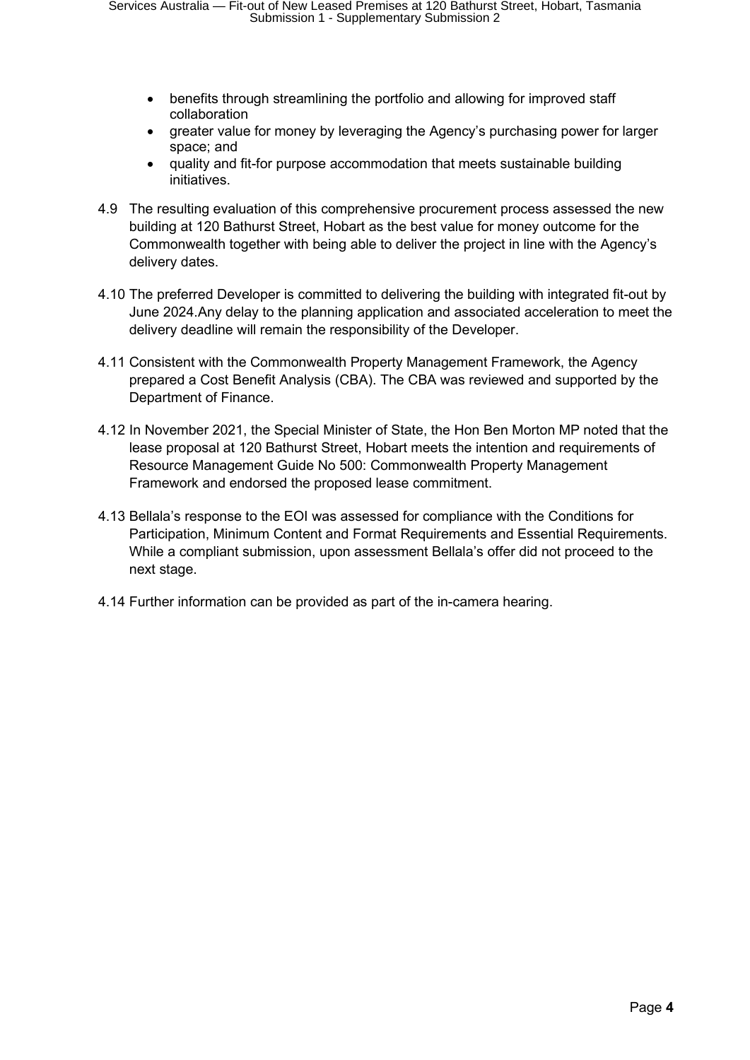- benefits through streamlining the portfolio and allowing for improved staff collaboration
- greater value for money by leveraging the Agency's purchasing power for larger space; and
- quality and fit-for purpose accommodation that meets sustainable building initiatives.

4.9 The resulting evaluation of this comprehensive procurement process assessed the new building at 120 Bathurst Street, Hobart as the best value for money outcome for the Commonwealth together with being able to deliver the project in line with the Agency's delivery dates.

4.10 The preferred Developer is committed to delivering the building with integrated fit-out by June 2024.Any delay to the planning application and associated acceleration to meet the delivery deadline will remain the responsibility of the Developer.

4.11 Consistent with the Commonwealth Property Management Framework, the Agency prepared a Cost Benefit Analysis (CBA). The CBA was reviewed and supported by the Department of Finance.

4.12 In November 2021, the Special Minister of State, the Hon Ben Morton MP noted that the lease proposal at 120 Bathurst Street, Hobart meets the intention and requirements of Resource Management Guide No 500: Commonwealth Property Management Framework and endorsed the proposed lease commitment.

4.13 Bellala's response to the EOI was assessed for compliance with the Conditions for Participation, Minimum Content and Format Requirements and Essential Requirements. While a compliant submission, upon assessment Bellala's offer did not proceed to the next stage.

4.14 Further information can be provided as part of the in-camera hearing.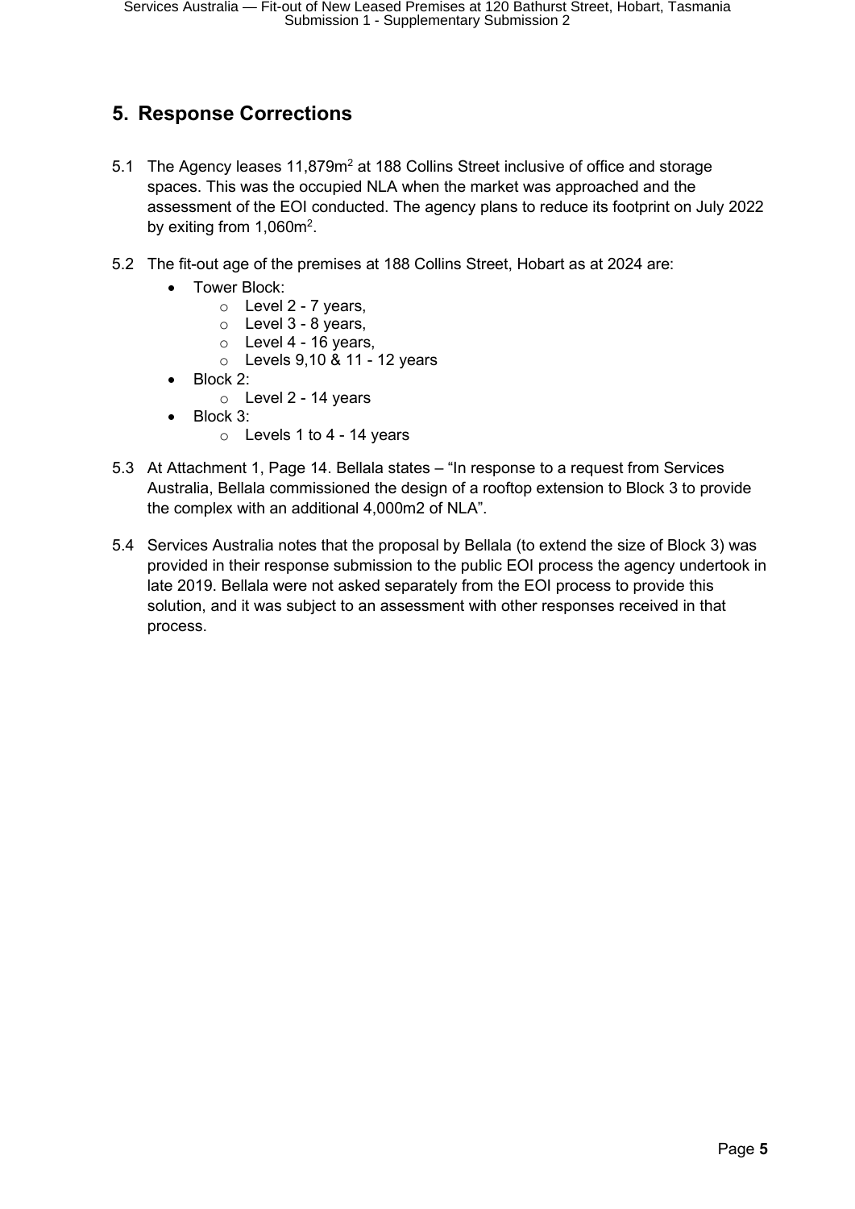## 5. Response Corrections

5.1 The Agency leases $11{,}879m^2$ at 188 Collins Street inclusive of office and storage spaces. This was the occupied NLA when the market was approached and the assessment of the EOI conducted. The agency plans to reduce its footprint on July 2022 by exiting from $1{,}060m^2$.

5.2 The fit-out age of the premises at 188 Collins Street, Hobart as at 2024 are:

- Tower Block:
  - Level 2 - 7 years,
  - Level 3 - 8 years,
  - Level 4 - 16 years,
  - Levels 9,10 & 11 - 12 years
- Block 2:
  - Level 2 - 14 years
- Block 3:
  - Levels 1 to 4 - 14 years

5.3 At Attachment 1, Page 14. Bellala states – "In response to a request from Services Australia, Bellala commissioned the design of a rooftop extension to Block 3 to provide the complex with an additional 4,000m2 of NLA".

5.4 Services Australia notes that the proposal by Bellala (to extend the size of Block 3) was provided in their response submission to the public EOI process the agency undertook in late 2019. Bellala were not asked separately from the EOI process to provide this solution, and it was subject to an assessment with other responses received in that process.